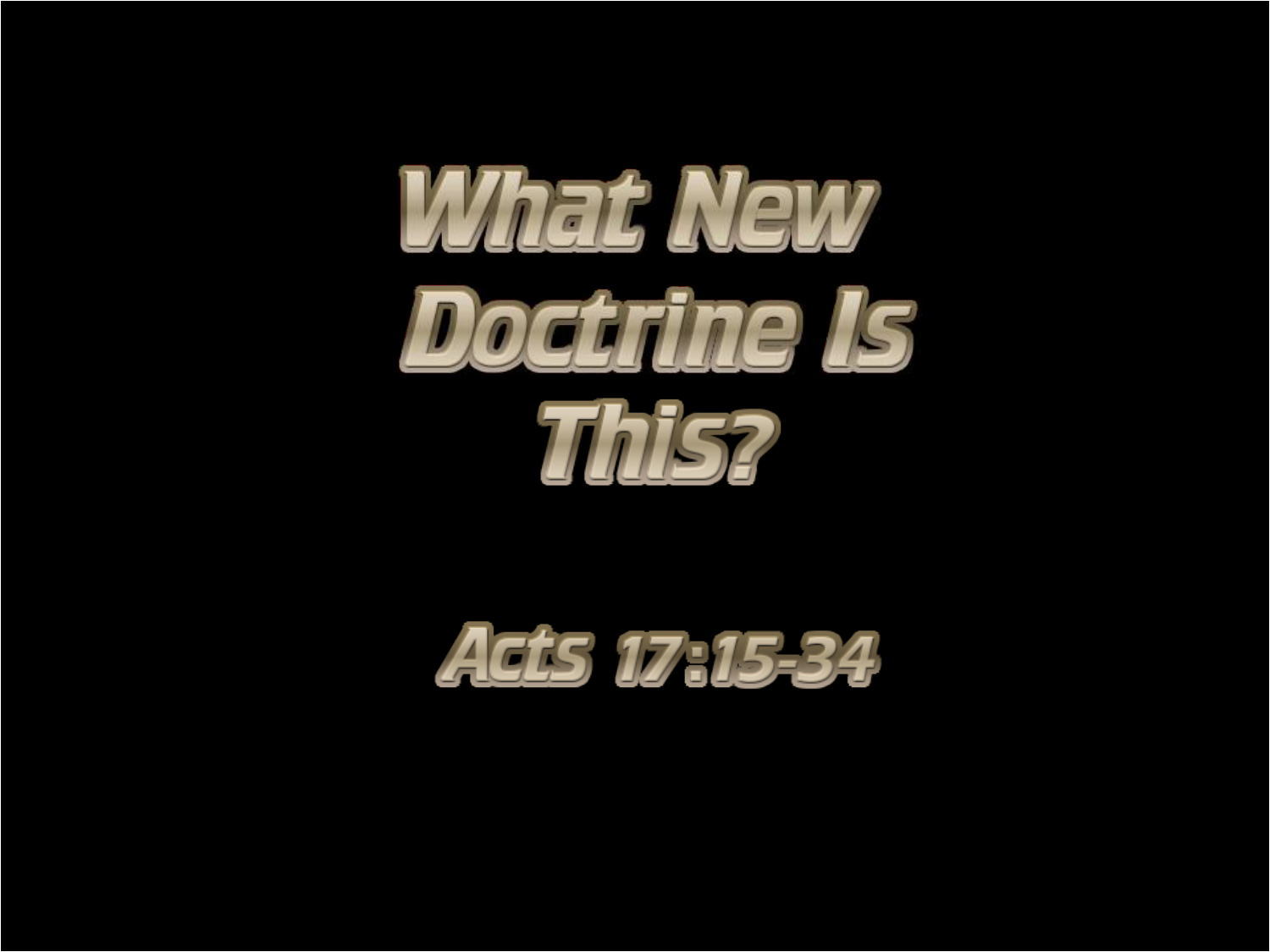# What New Doctrine Is This?

## Acts 17:15-34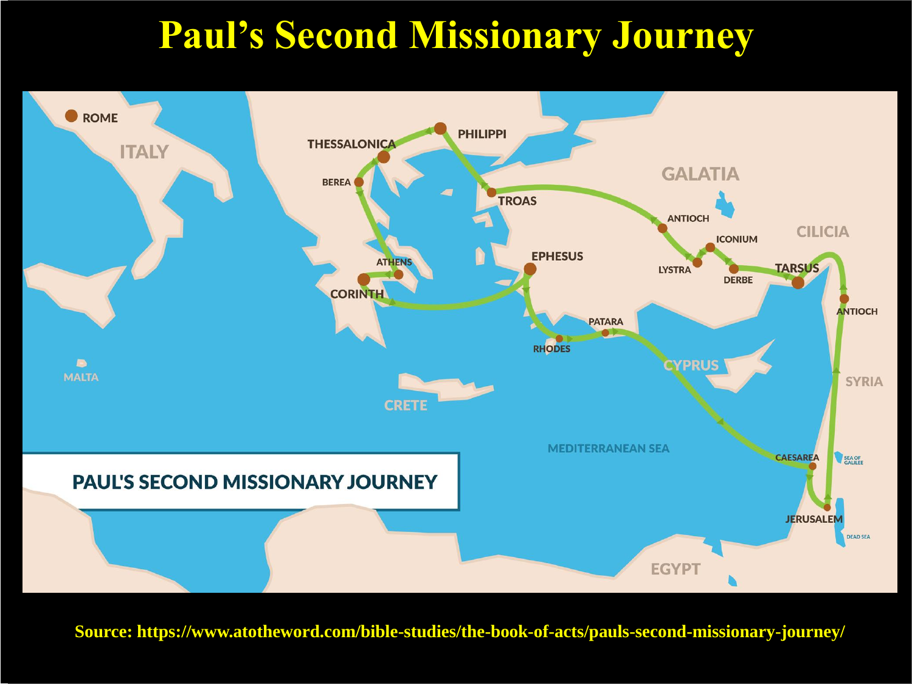# Paul's Second Missionary Journey

Source: https://www.atotheword.com/bible-studies/the-book-of-acts/pauls-second-missionary-journey/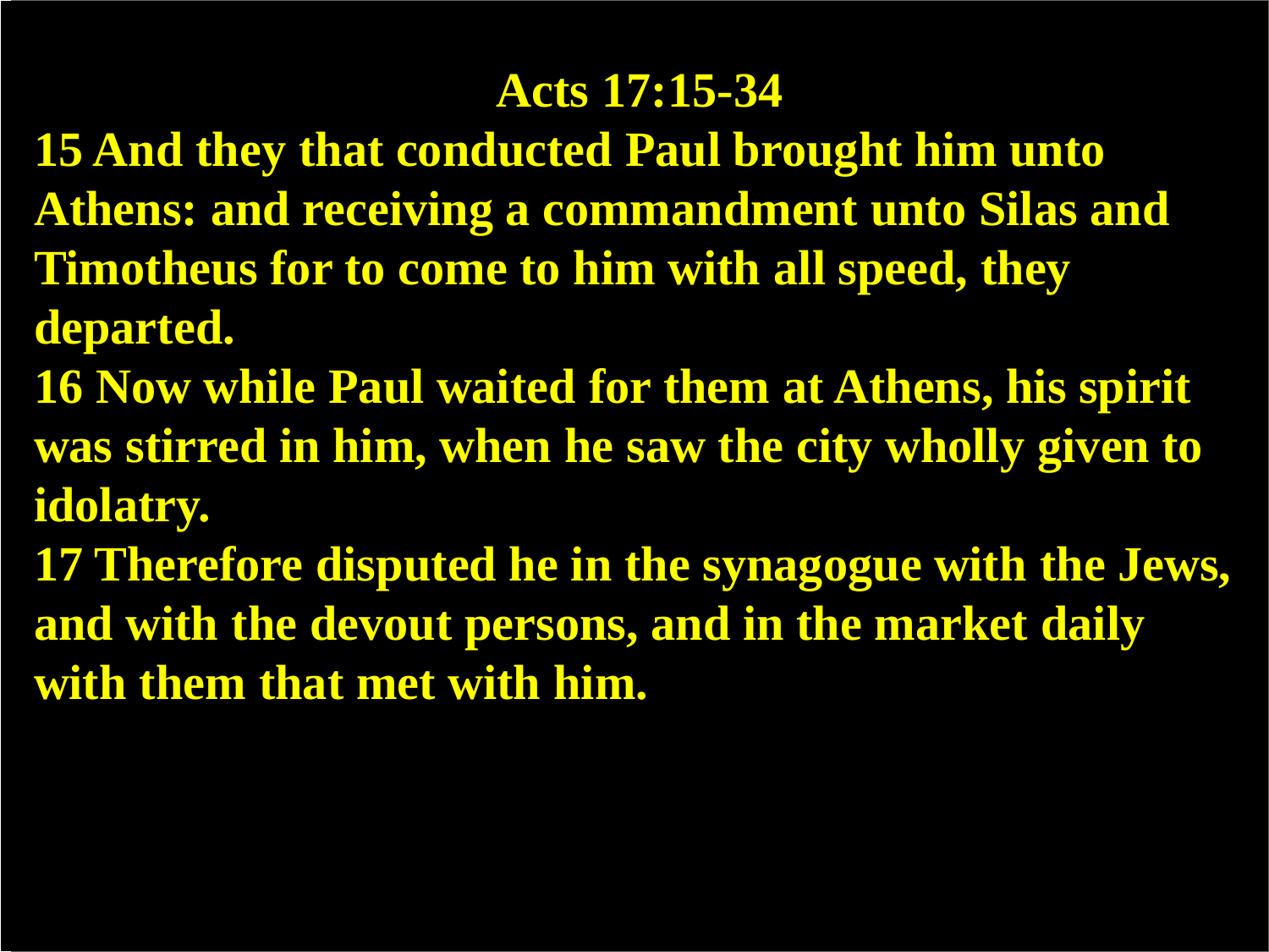# Acts 17:15-34

**15 And they that conducted Paul brought him unto Athens: and receiving a commandment unto Silas and Timotheus for to come to him with all speed, they departed.**

**16 Now while Paul waited for them at Athens, his spirit was stirred in him, when he saw the city wholly given to idolatry.**

**17 Therefore disputed he in the synagogue with the Jews, and with the devout persons, and in the market daily with them that met with him.**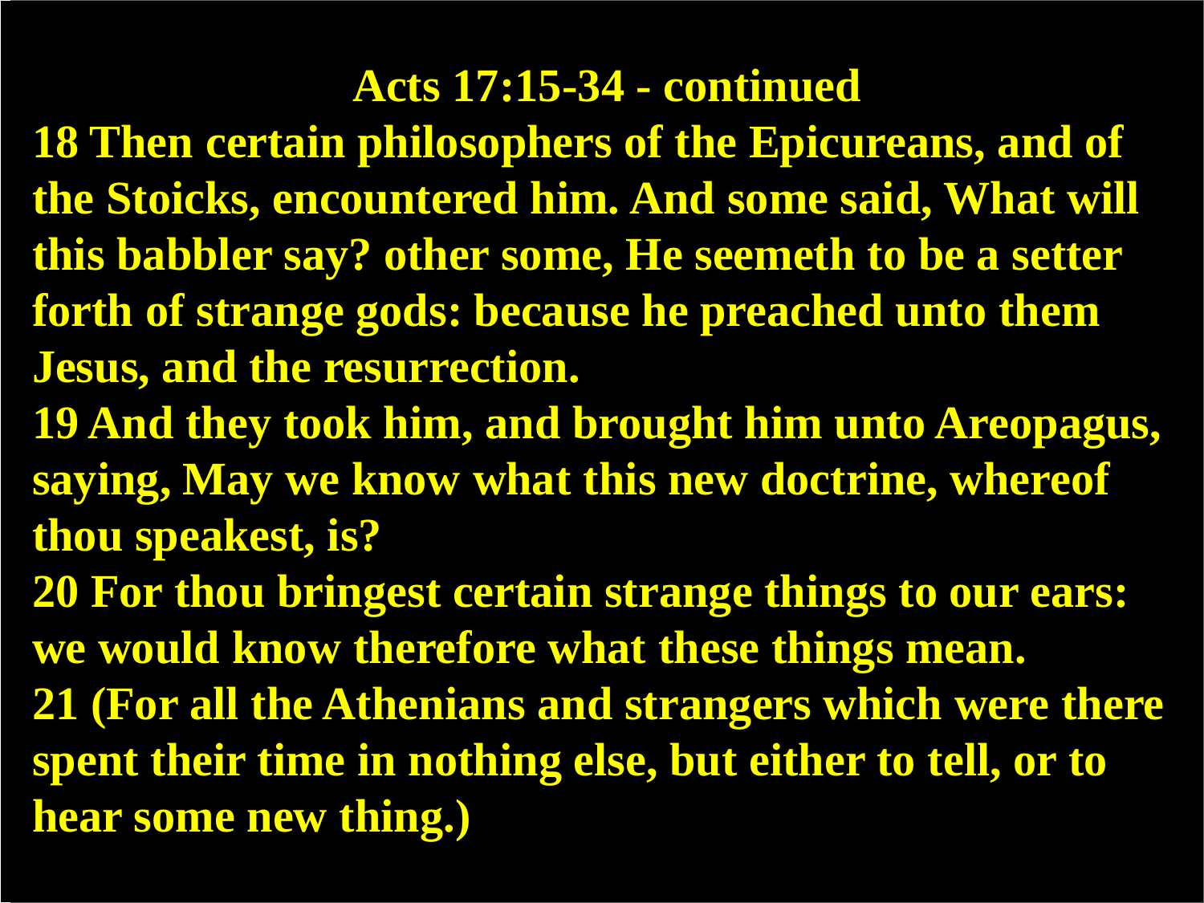## Acts 17:15-34 - continued

**18 Then certain philosophers of the Epicureans, and of the Stoicks, encountered him. And some said, What will this babbler say? other some, He seemeth to be a setter forth of strange gods: because he preached unto them Jesus, and the resurrection.**

**19 And they took him, and brought him unto Areopagus, saying, May we know what this new doctrine, whereof thou speakest, is?**

**20 For thou bringest certain strange things to our ears: we would know therefore what these things mean.**

**21 (For all the Athenians and strangers which were there spent their time in nothing else, but either to tell, or to hear some new thing.)**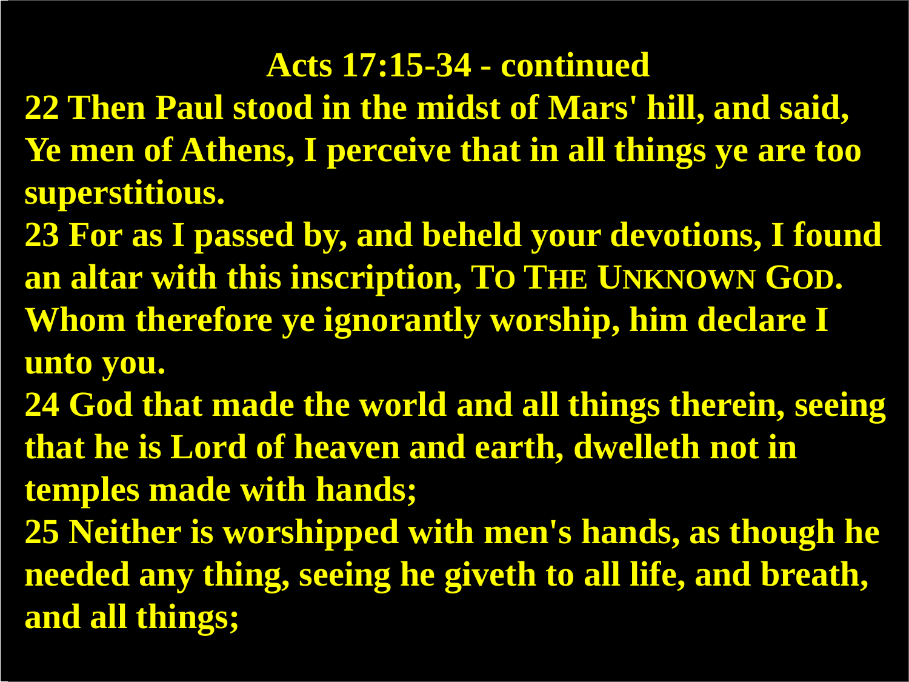# Acts 17:15-34 - continued

**22 Then Paul stood in the midst of Mars' hill, and said, Ye men of Athens, I perceive that in all things ye are too superstitious.**

**23 For as I passed by, and beheld your devotions, I found an altar with this inscription, TO THE UNKNOWN GOD. Whom therefore ye ignorantly worship, him declare I unto you.**

**24 God that made the world and all things therein, seeing that he is Lord of heaven and earth, dwelleth not in temples made with hands;**

**25 Neither is worshipped with men's hands, as though he needed any thing, seeing he giveth to all life, and breath, and all things;**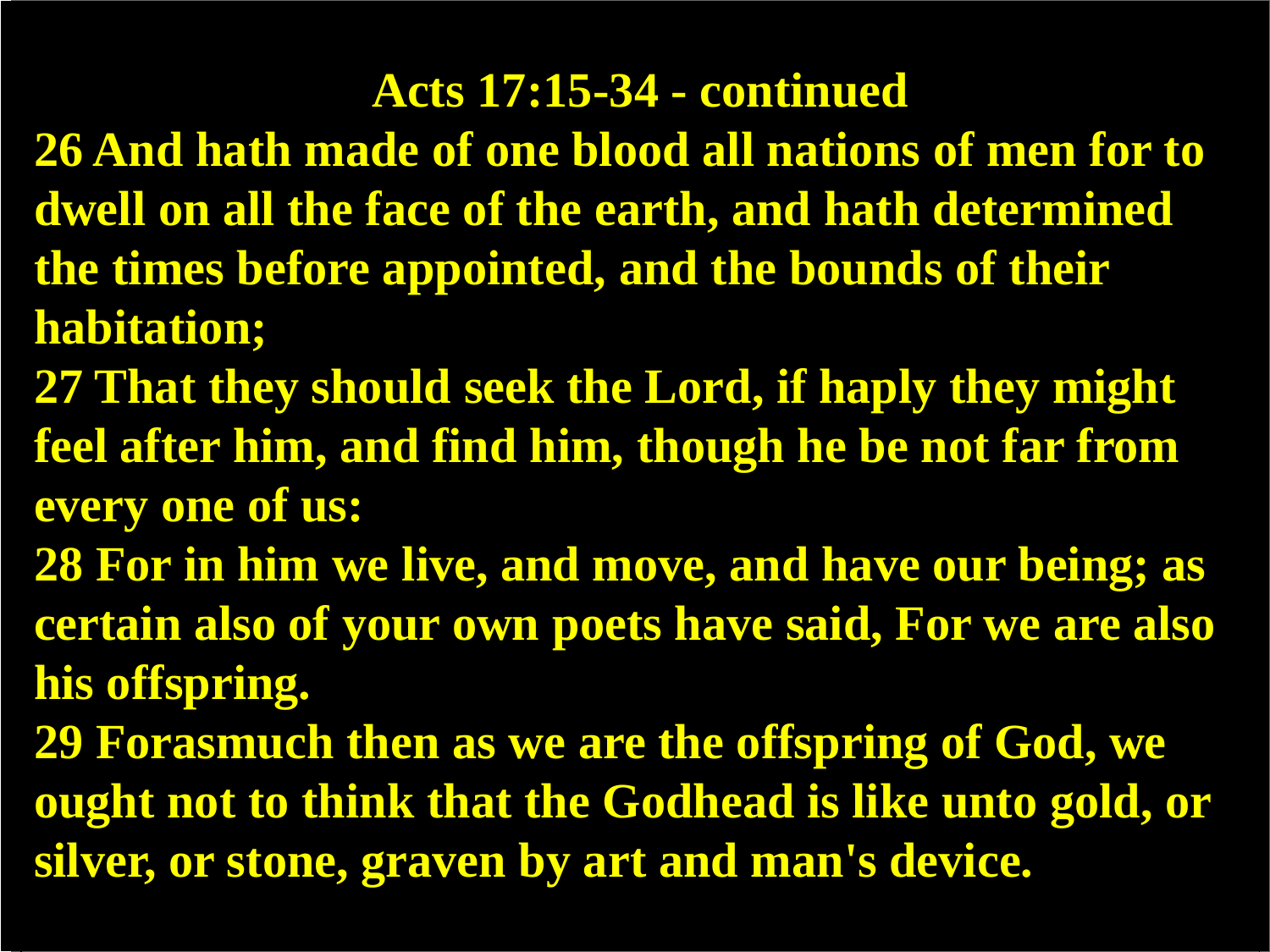# Acts 17:15-34 - continued

**26 And hath made of one blood all nations of men for to dwell on all the face of the earth, and hath determined the times before appointed, and the bounds of their habitation;**

**27 That they should seek the Lord, if haply they might feel after him, and find him, though he be not far from every one of us:**

**28 For in him we live, and move, and have our being; as certain also of your own poets have said, For we are also his offspring.**

**29 Forasmuch then as we are the offspring of God, we ought not to think that the Godhead is like unto gold, or silver, or stone, graven by art and man's device.**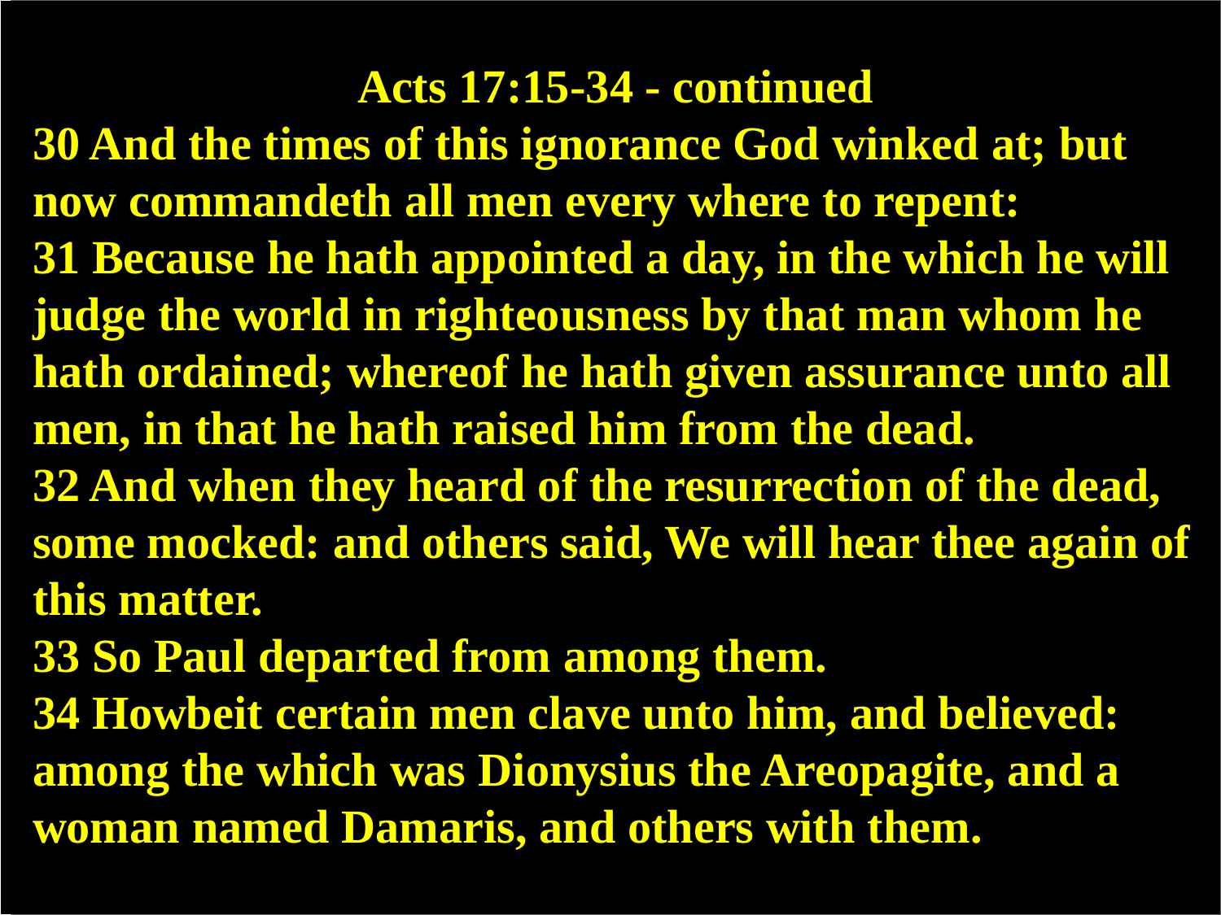# Acts 17:15-34 - continued

**30 And the times of this ignorance God winked at; but now commandeth all men every where to repent:**
**31 Because he hath appointed a day, in the which he will judge the world in righteousness by that man whom he hath ordained; whereof he hath given assurance unto all men, in that he hath raised him from the dead.**
**32 And when they heard of the resurrection of the dead, some mocked: and others said, We will hear thee again of this matter.**
**33 So Paul departed from among them.**
**34 Howbeit certain men clave unto him, and believed: among the which was Dionysius the Areopagite, and a woman named Damaris, and others with them.**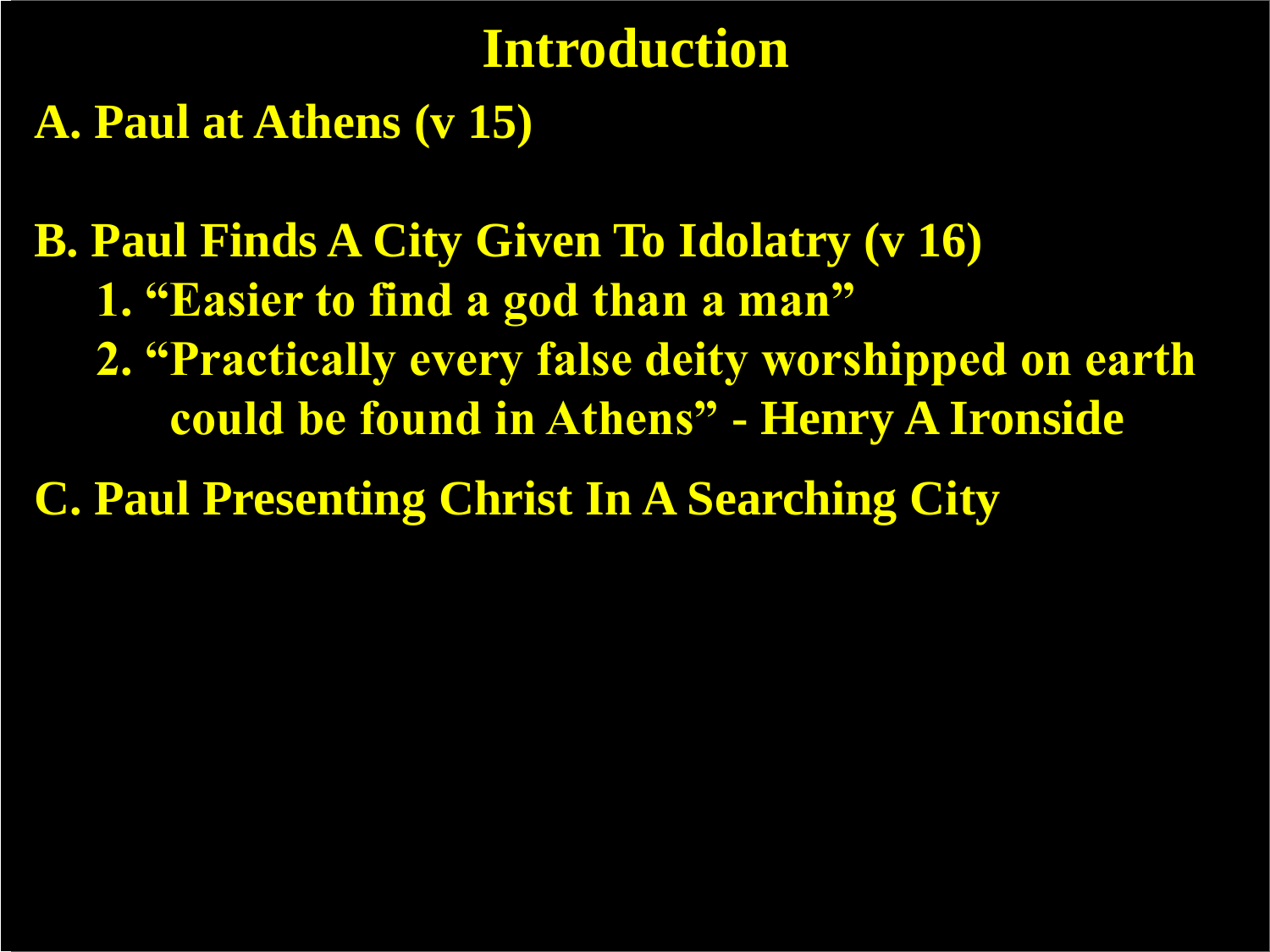# Introduction

**A. Paul at Athens (v 15)**

**B. Paul Finds A City Given To Idolatry (v 16)**

1. **"Easier to find a god than a man"**
2. **"Practically every false deity worshipped on earth could be found in Athens" - Henry A Ironside**

**C. Paul Presenting Christ In A Searching City**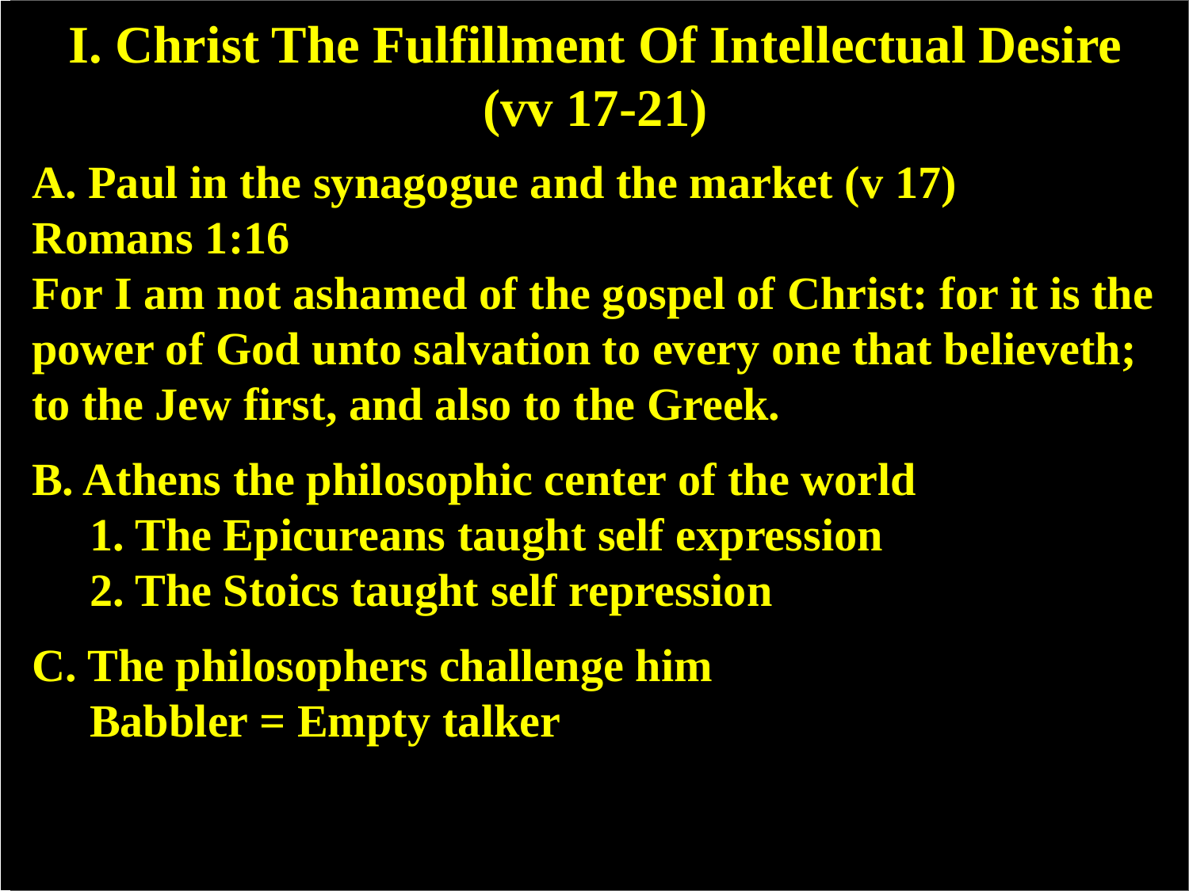# I. Christ The Fulfillment Of Intellectual Desire (vv 17-21)

**A. Paul in the synagogue and the market (v 17)**

**Romans 1:16**

**For I am not ashamed of the gospel of Christ: for it is the power of God unto salvation to every one that believeth; to the Jew first, and also to the Greek.**

**B. Athens the philosophic center of the world**

1. **The Epicureans taught self expression**
2. **The Stoics taught self repression**

**C. The philosophers challenge him**

**Babbler = Empty talker**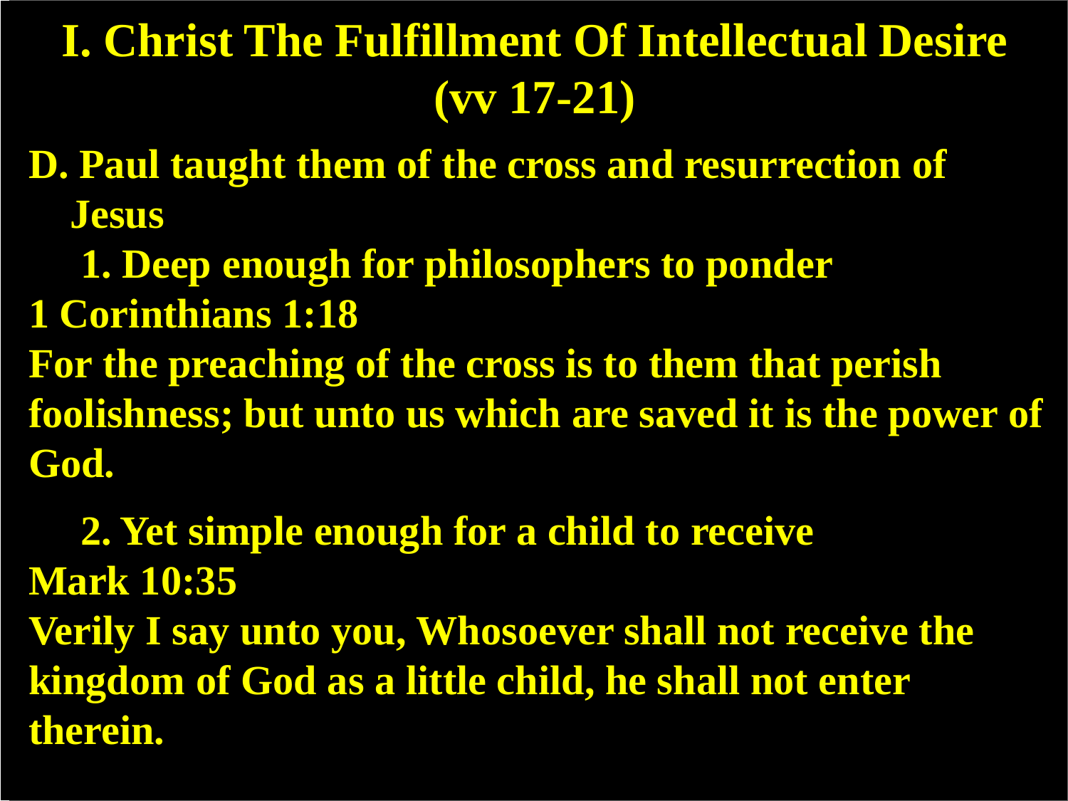# I. Christ The Fulfillment Of Intellectual Desire (vv 17-21)

**D. Paul taught them of the cross and resurrection of Jesus**

**1. Deep enough for philosophers to ponder**

**1 Corinthians 1:18**

**For the preaching of the cross is to them that perish foolishness; but unto us which are saved it is the power of God.**

**2. Yet simple enough for a child to receive**

**Mark 10:35**

**Verily I say unto you, Whosoever shall not receive the kingdom of God as a little child, he shall not enter therein.**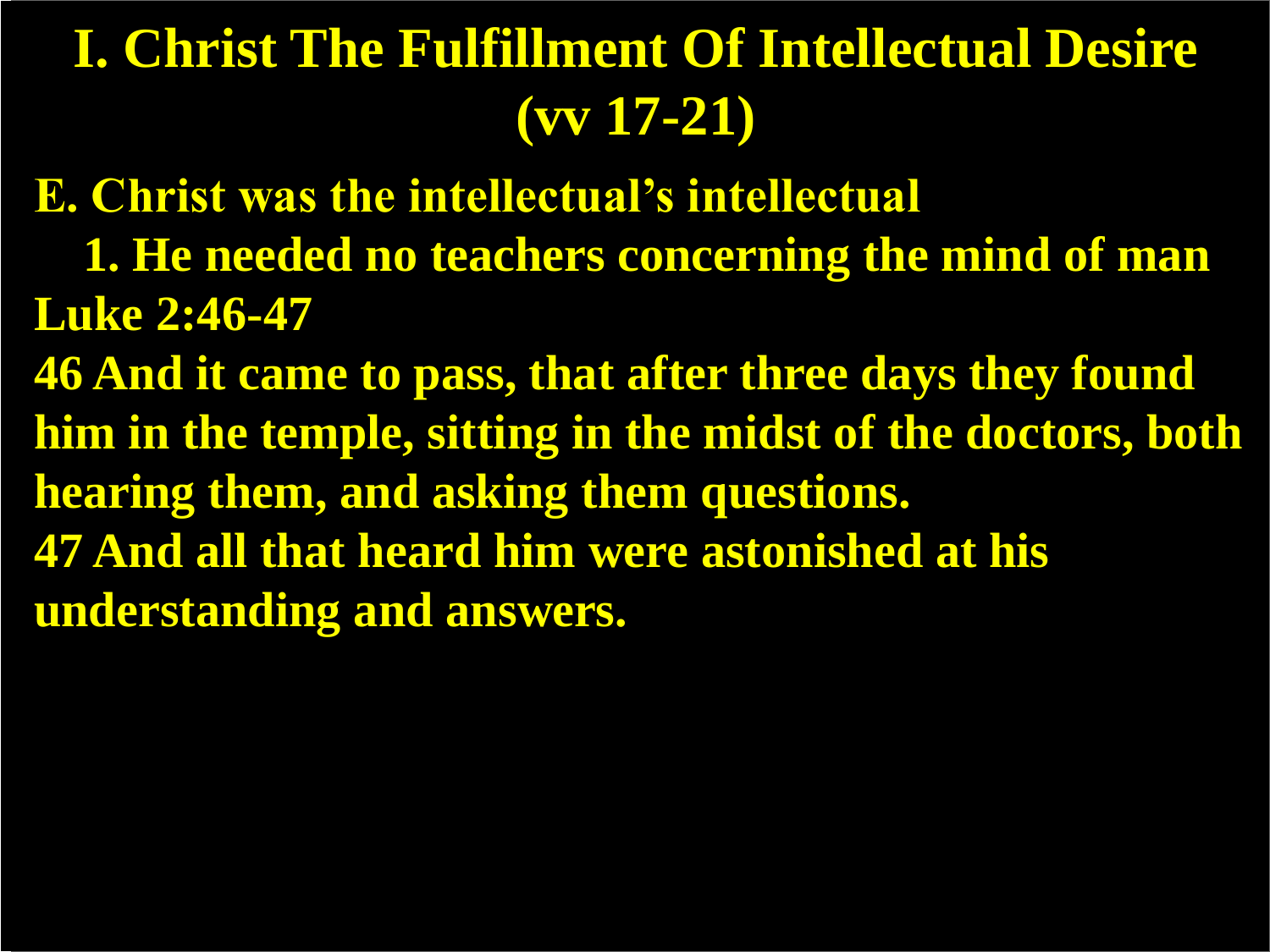# I. Christ The Fulfillment Of Intellectual Desire (vv 17-21)

**E. Christ was the intellectual's intellectual**

**1. He needed no teachers concerning the mind of man**

**Luke 2:46-47**

**46 And it came to pass, that after three days they found him in the temple, sitting in the midst of the doctors, both hearing them, and asking them questions.**

**47 And all that heard him were astonished at his understanding and answers.**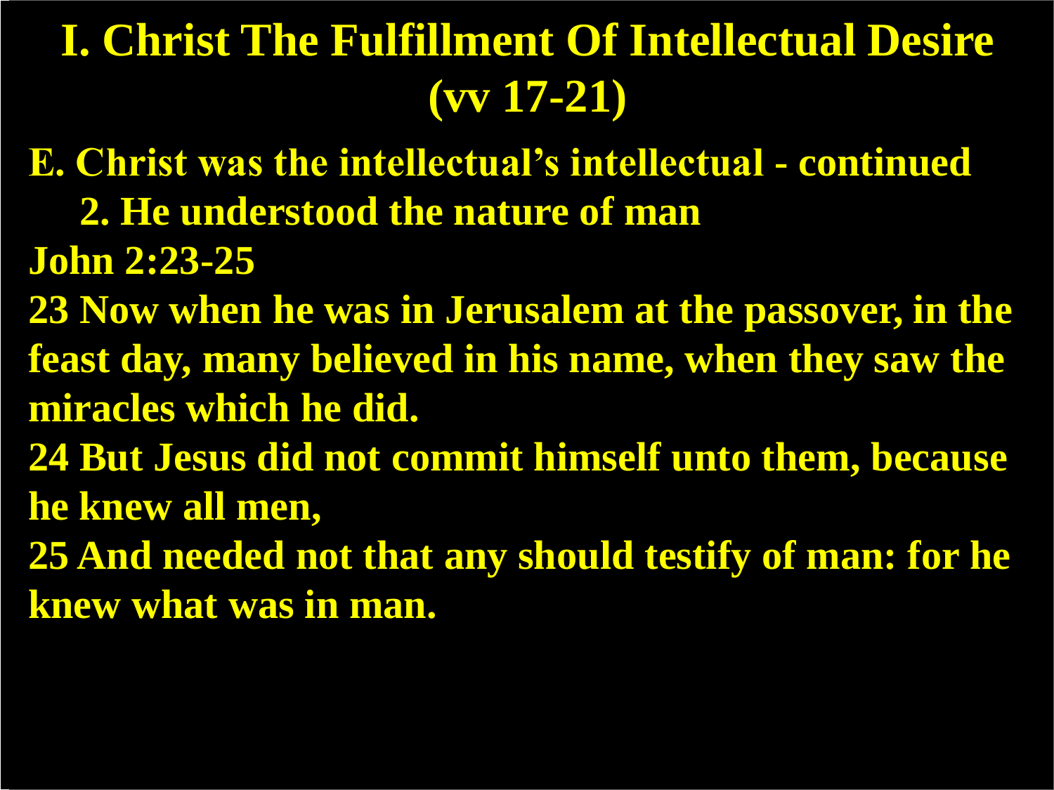# I. Christ The Fulfillment Of Intellectual Desire (vv 17-21)

**E. Christ was the intellectual’s intellectual - continued**

**2. He understood the nature of man**

**John 2:23-25**

**23 Now when he was in Jerusalem at the passover, in the feast day, many believed in his name, when they saw the miracles which he did.**

**24 But Jesus did not commit himself unto them, because he knew all men,**

**25 And needed not that any should testify of man: for he knew what was in man.**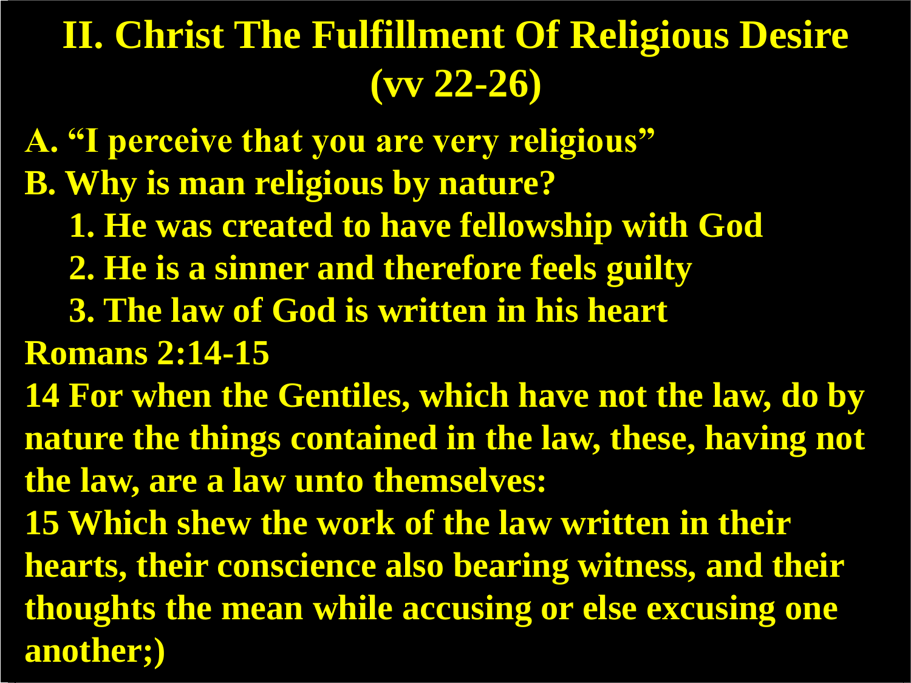# II. Christ The Fulfillment Of Religious Desire (vv 22-26)

**A. "I perceive that you are very religious"**

**B. Why is man religious by nature?**

1. **He was created to have fellowship with God**
2. **He is a sinner and therefore feels guilty**
3. **The law of God is written in his heart**

**Romans 2:14-15**

**14 For when the Gentiles, which have not the law, do by nature the things contained in the law, these, having not the law, are a law unto themselves:**

**15 Which shew the work of the law written in their hearts, their conscience also bearing witness, and their thoughts the mean while accusing or else excusing one another;)**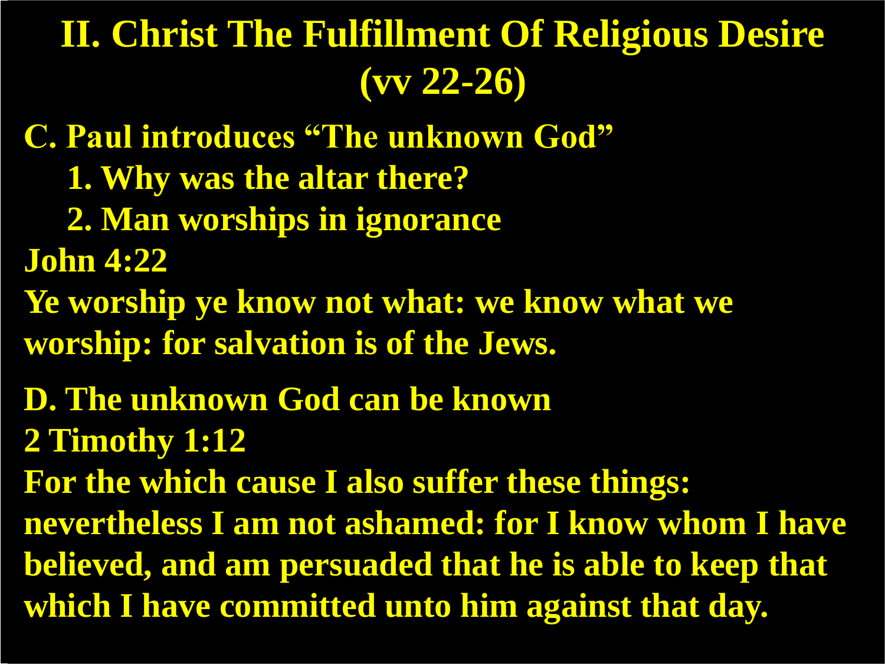# II. Christ The Fulfillment Of Religious Desire (vv 22-26)

**C. Paul introduces "The unknown God"**

1. **Why was the altar there?**
2. **Man worships in ignorance**

**John 4:22**

**Ye worship ye know not what: we know what we worship: for salvation is of the Jews.**

**D. The unknown God can be known**

**2 Timothy 1:12**

**For the which cause I also suffer these things: nevertheless I am not ashamed: for I know whom I have believed, and am persuaded that he is able to keep that which I have committed unto him against that day.**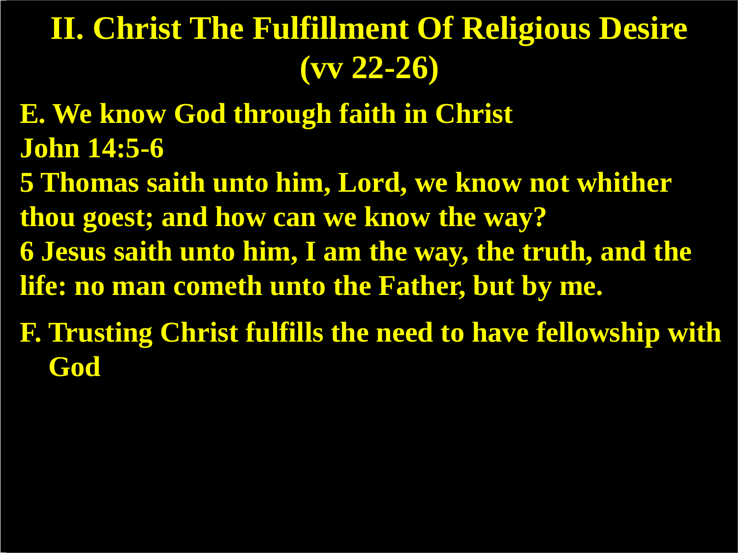# II. Christ The Fulfillment Of Religious Desire (vv 22-26)

**E. We know God through faith in Christ**

**John 14:5-6**

**5 Thomas saith unto him, Lord, we know not whither thou goest; and how can we know the way?**

**6 Jesus saith unto him, I am the way, the truth, and the life: no man cometh unto the Father, but by me.**

**F. Trusting Christ fulfills the need to have fellowship with God**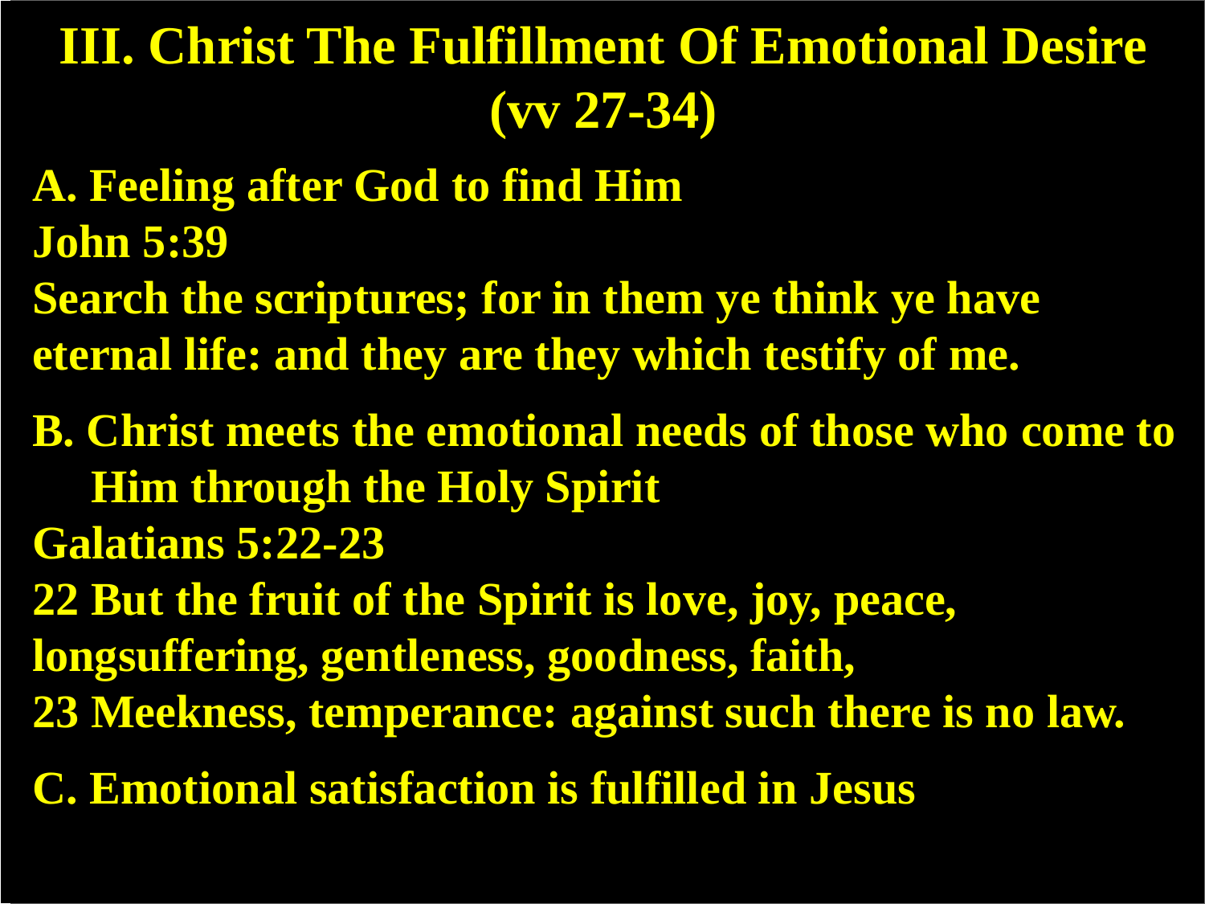# III. Christ The Fulfillment Of Emotional Desire (vv 27-34)

**A. Feeling after God to find Him**

**John 5:39**

**Search the scriptures; for in them ye think ye have eternal life: and they are they which testify of me.**

**B. Christ meets the emotional needs of those who come to Him through the Holy Spirit**

**Galatians 5:22-23**

**22 But the fruit of the Spirit is love, joy, peace, longsuffering, gentleness, goodness, faith,**

**23 Meekness, temperance: against such there is no law.**

**C. Emotional satisfaction is fulfilled in Jesus**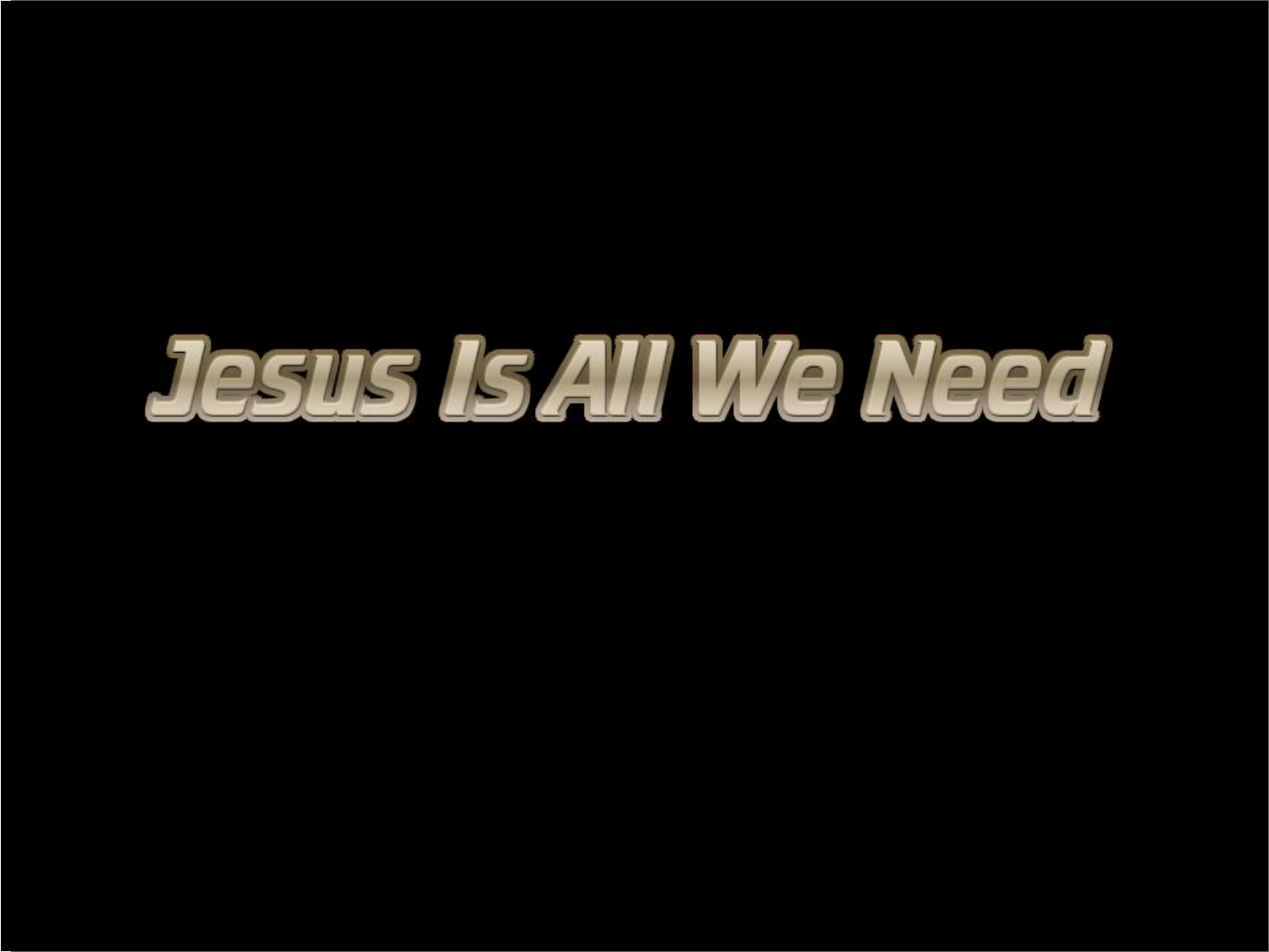# Jesus Is All We Need